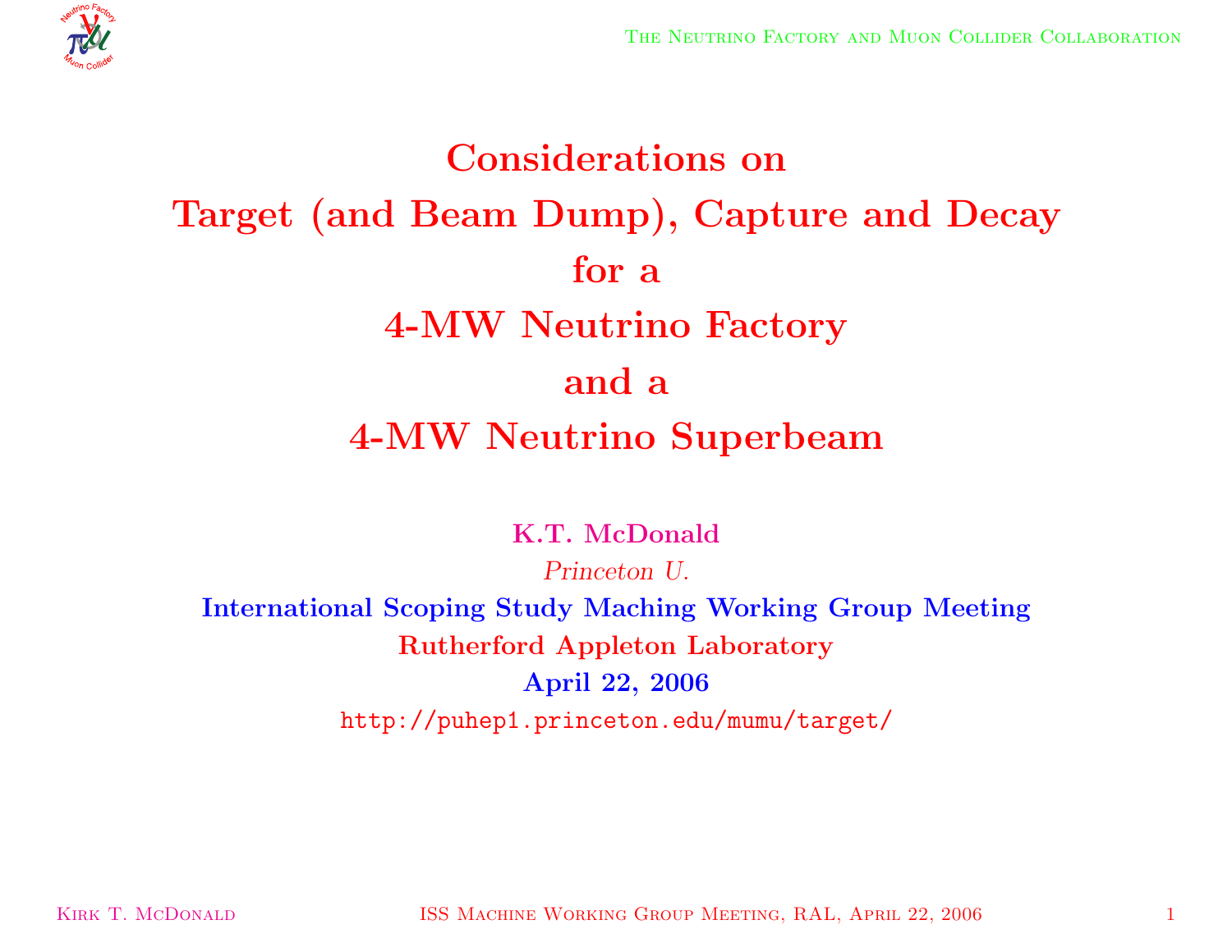# Considerations on Target (and Beam Dump), Capture and Decay for a 4-MW Neutrino Factory and a 4-MW Neutrino Superbeam

**K.T. McDonald**

*Princeton U.*

**International Scoping Study Maching Working Group Meeting**

**Rutherford Appleton Laboratory**

**April 22, 2006**

http://puhep1.princeton.edu/mumu/target/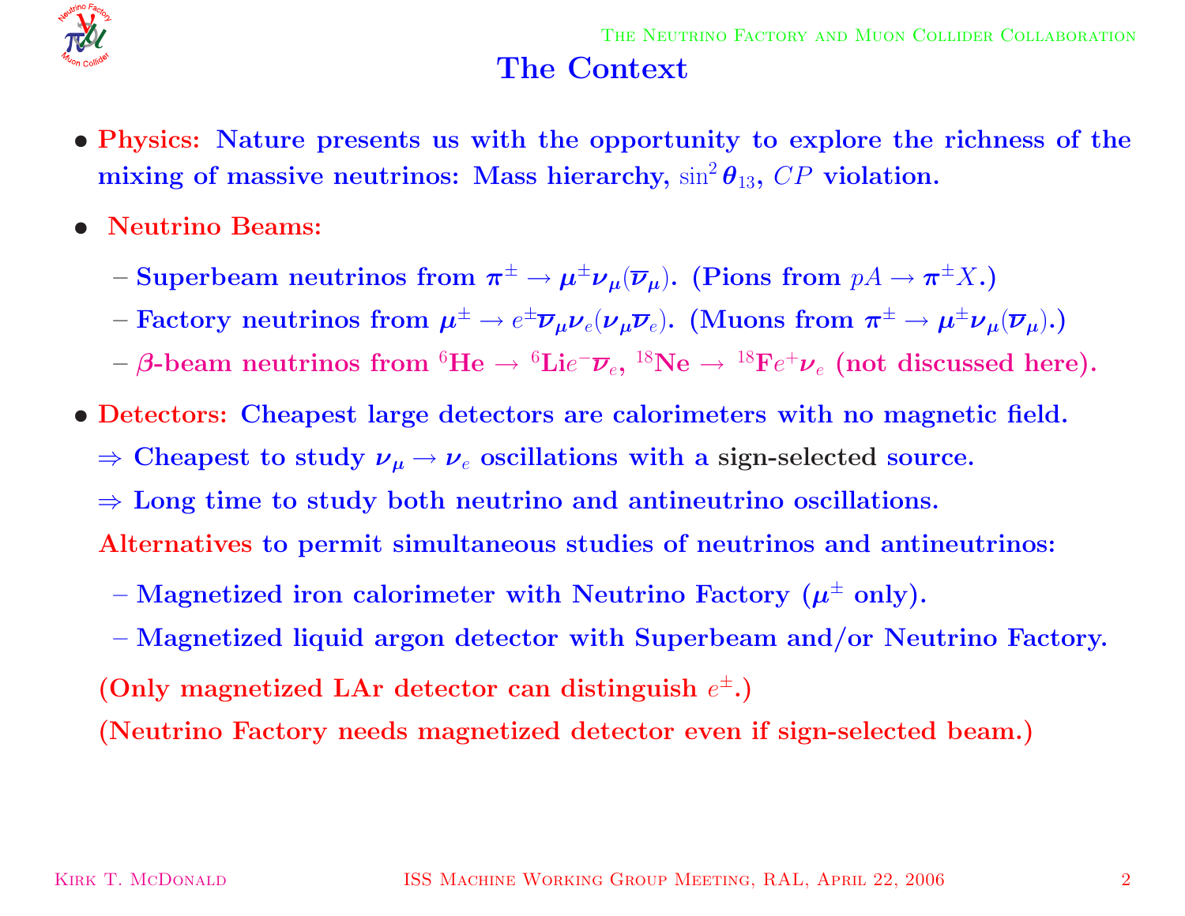# The Context

- **Physics:** Nature presents us with the opportunity to explore the richness of the mixing of massive neutrinos: Mass hierarchy, $\sin^2\theta_{13}$, $CP$ violation.
- **Neutrino Beams:**
  - Superbeam neutrinos from $\pi^\pm \to \mu^\pm \nu_\mu(\overline{\nu}_\mu)$. (Pions from $pA \to \pi^\pm X$.)
  - Factory neutrinos from $\mu^\pm \to e^\pm \overline{\nu}_\mu \nu_e (\nu_\mu \overline{\nu}_e)$. (Muons from $\pi^\pm \to \mu^\pm \nu_\mu(\overline{\nu}_\mu)$.)
  - $\beta$-beam neutrinos from $^{6}$He $\to$ $^{6}$Li$e^- \overline{\nu}_e$, $^{18}$Ne $\to$ $^{18}$F$e^+ \nu_e$ (not discussed here).
- **Detectors:** Cheapest large detectors are calorimeters with no magnetic field.

  $\Rightarrow$ Cheapest to study $\nu_\mu \to \nu_e$ oscillations with a sign-selected source.

  $\Rightarrow$ Long time to study both neutrino and antineutrino oscillations.

  **Alternatives** to permit simultaneous studies of neutrinos and antineutrinos:
  - Magnetized iron calorimeter with Neutrino Factory ($\mu^\pm$ only).
  - Magnetized liquid argon detector with Superbeam and/or Neutrino Factory.

  (Only magnetized LAr detector can distinguish $e^\pm$.)

  (Neutrino Factory needs magnetized detector even if sign-selected beam.)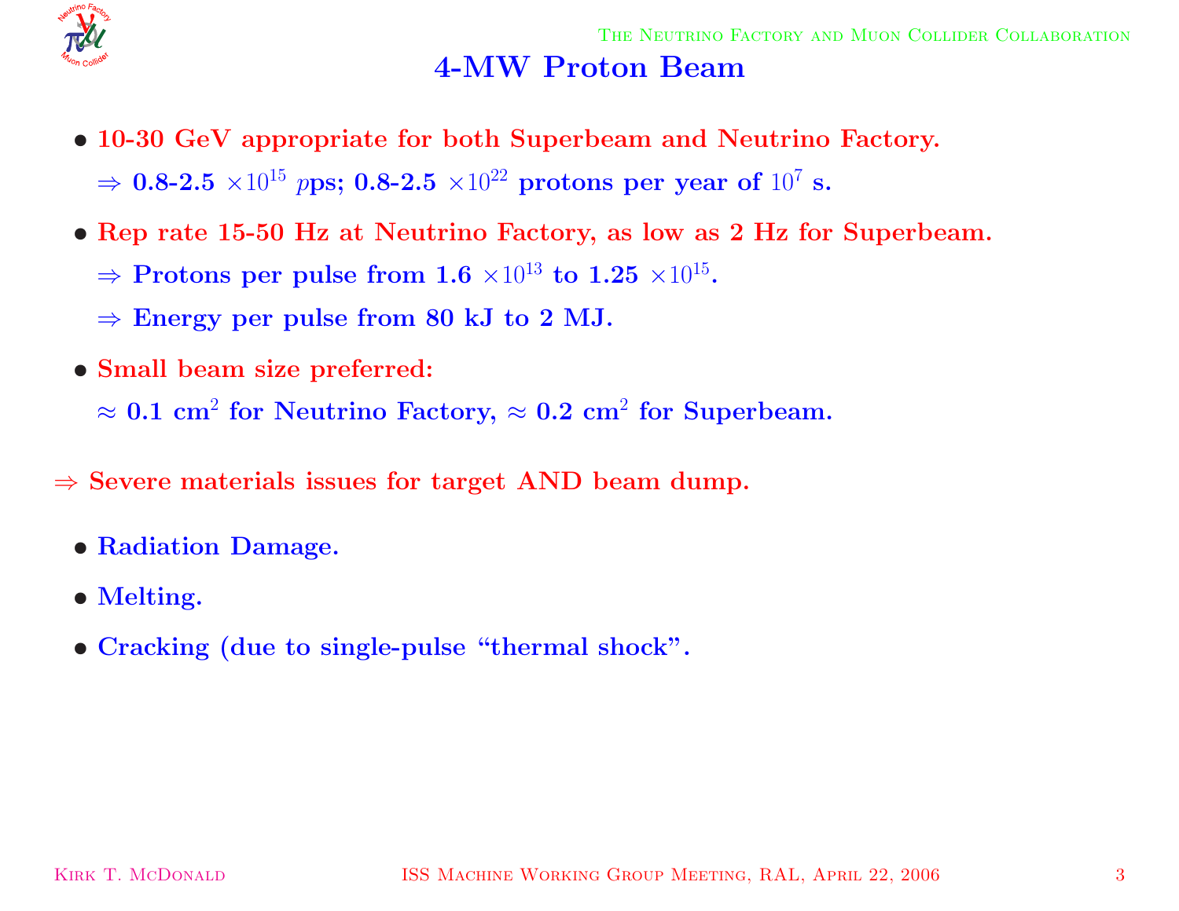# 4-MW Proton Beam

- **10-30 GeV appropriate for both Superbeam and Neutrino Factory.**

  $\Rightarrow$ **0.8-2.5** $\times 10^{15}$ $p$**ps; 0.8-2.5** $\times 10^{22}$ **protons per year of** $10^7$ **s.**

- **Rep rate 15-50 Hz at Neutrino Factory, as low as 2 Hz for Superbeam.**

  $\Rightarrow$ **Protons per pulse from 1.6** $\times 10^{13}$ **to 1.25** $\times 10^{15}$**.**

  $\Rightarrow$ **Energy per pulse from 80 kJ to 2 MJ.**

- **Small beam size preferred:**

  $\approx$ **0.1 cm**$^2$ **for Neutrino Factory,** $\approx$ **0.2 cm**$^2$ **for Superbeam.**

$\Rightarrow$ **Severe materials issues for target AND beam dump.**

- **Radiation Damage.**
- **Melting.**
- **Cracking (due to single-pulse "thermal shock".**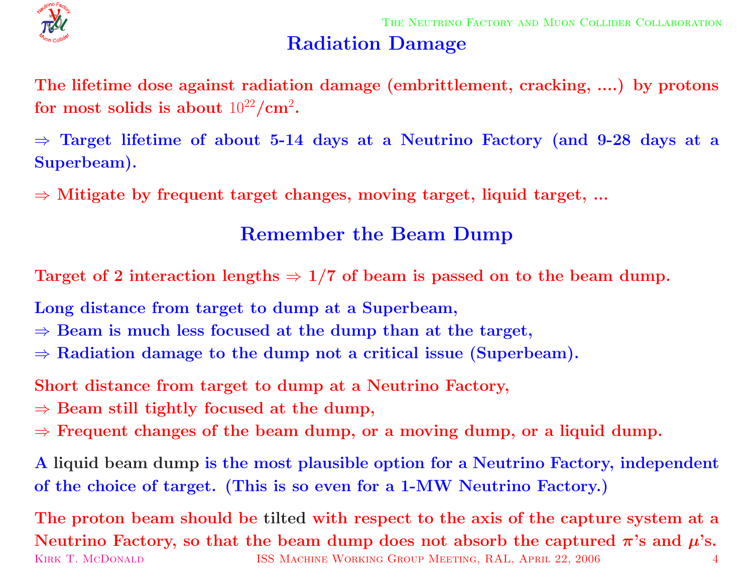## Radiation Damage

The lifetime dose against radiation damage (embrittlement, cracking, ....) by protons for most solids is about $10^{22}$/cm$^2$.

$\Rightarrow$ Target lifetime of about 5-14 days at a Neutrino Factory (and 9-28 days at a Superbeam).

$\Rightarrow$ Mitigate by frequent target changes, moving target, liquid target, ...

## Remember the Beam Dump

Target of 2 interaction lengths $\Rightarrow$ 1/7 of beam is passed on to the beam dump.

Long distance from target to dump at a Superbeam,
$\Rightarrow$ Beam is much less focused at the dump than at the target,
$\Rightarrow$ Radiation damage to the dump not a critical issue (Superbeam).

Short distance from target to dump at a Neutrino Factory,
$\Rightarrow$ Beam still tightly focused at the dump,
$\Rightarrow$ Frequent changes of the beam dump, or a moving dump, or a liquid dump.

A liquid beam dump is the most plausible option for a Neutrino Factory, independent of the choice of target. (This is so even for a 1-MW Neutrino Factory.)

The proton beam should be tilted with respect to the axis of the capture system at a Neutrino Factory, so that the beam dump does not absorb the captured $\pi$'s and $\mu$'s.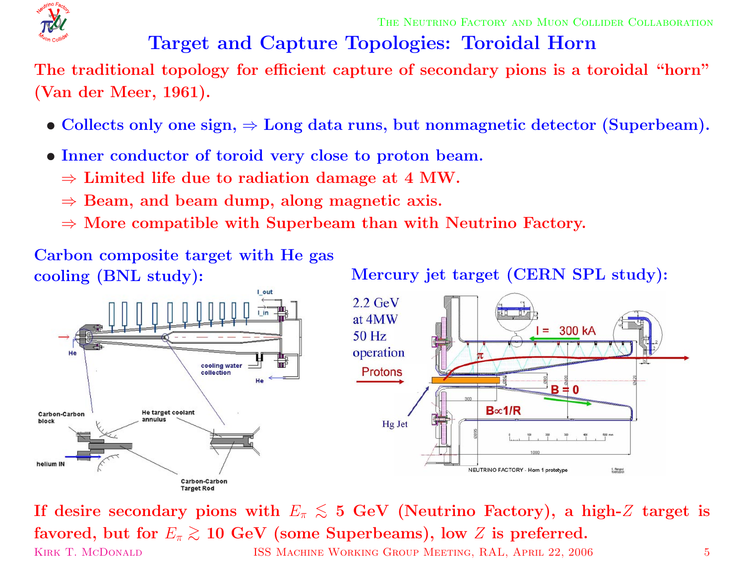# Target and Capture Topologies: Toroidal Horn

The traditional topology for efficient capture of secondary pions is a toroidal "horn" (Van der Meer, 1961).

- Collects only one sign, ⇒ Long data runs, but nonmagnetic detector (Superbeam).
- Inner conductor of toroid very close to proton beam.
  - ⇒ Limited life due to radiation damage at 4 MW.
  - ⇒ Beam, and beam dump, along magnetic axis.
  - ⇒ More compatible with Superbeam than with Neutrino Factory.

Carbon composite target with He gas cooling (BNL study):

Mercury jet target (CERN SPL study):

If desire secondary pions with $E_\pi \lesssim 5$ GeV (Neutrino Factory), a high-$Z$ target is favored, but for $E_\pi \gtrsim 10$ GeV (some Superbeams), low $Z$ is preferred.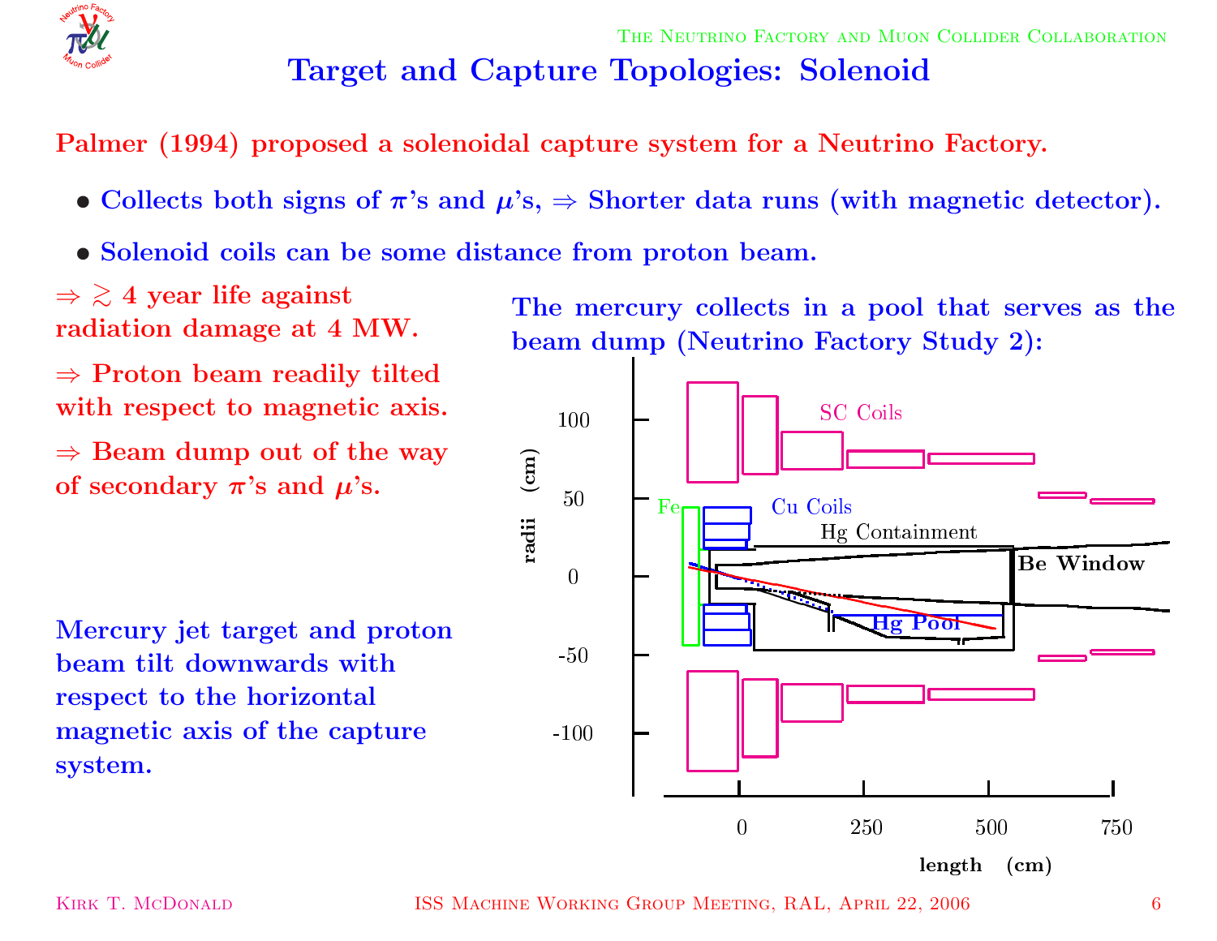# Target and Capture Topologies: Solenoid

Palmer (1994) proposed a solenoidal capture system for a Neutrino Factory.

- Collects both signs of $\pi$'s and $\mu$'s, $\Rightarrow$ Shorter data runs (with magnetic detector).
- Solenoid coils can be some distance from proton beam.

$\Rightarrow \gtrsim 4$ year life against radiation damage at 4 MW.

$\Rightarrow$ Proton beam readily tilted with respect to magnetic axis.

$\Rightarrow$ Beam dump out of the way of secondary $\pi$'s and $\mu$'s.

The mercury collects in a pool that serves as the beam dump (Neutrino Factory Study 2):

Mercury jet target and proton beam tilt downwards with respect to the horizontal magnetic axis of the capture system.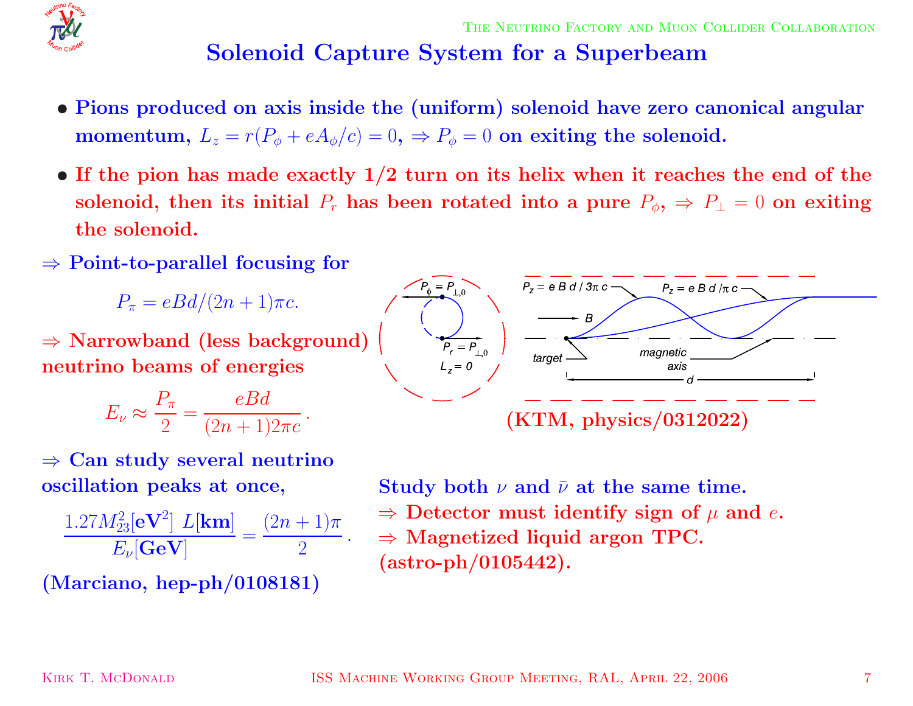# Solenoid Capture System for a Superbeam

- Pions produced on axis inside the (uniform) solenoid have zero canonical angular momentum, $L_z = r(P_\phi + eA_\phi/c) = 0$, $\Rightarrow P_\phi = 0$ on exiting the solenoid.
- If the pion has made exactly 1/2 turn on its helix when it reaches the end of the solenoid, then its initial $P_r$ has been rotated into a pure $P_\phi$, $\Rightarrow P_\perp = 0$ on exiting the solenoid.

$\Rightarrow$ Point-to-parallel focusing for

$$P_\pi = eBd/(2n+1)\pi c.$$

$\Rightarrow$ Narrowband (less background) neutrino beams of energies

$$E_\nu \approx \frac{P_\pi}{2} = \frac{eBd}{(2n+1)2\pi c}.$$

$\Rightarrow$ Can study several neutrino oscillation peaks at once,

$$\frac{1.27 M_{23}^2[\mathbf{eV}^2]\ L[\mathbf{km}]}{E_\nu[\mathbf{GeV}]} = \frac{(2n+1)\pi}{2}.$$

(Marciano, hep-ph/0108181)

(KTM, physics/0312022)

Study both $\nu$ and $\bar{\nu}$ at the same time.

$\Rightarrow$ Detector must identify sign of $\mu$ and $e$.

$\Rightarrow$ Magnetized liquid argon TPC. (astro-ph/0105442).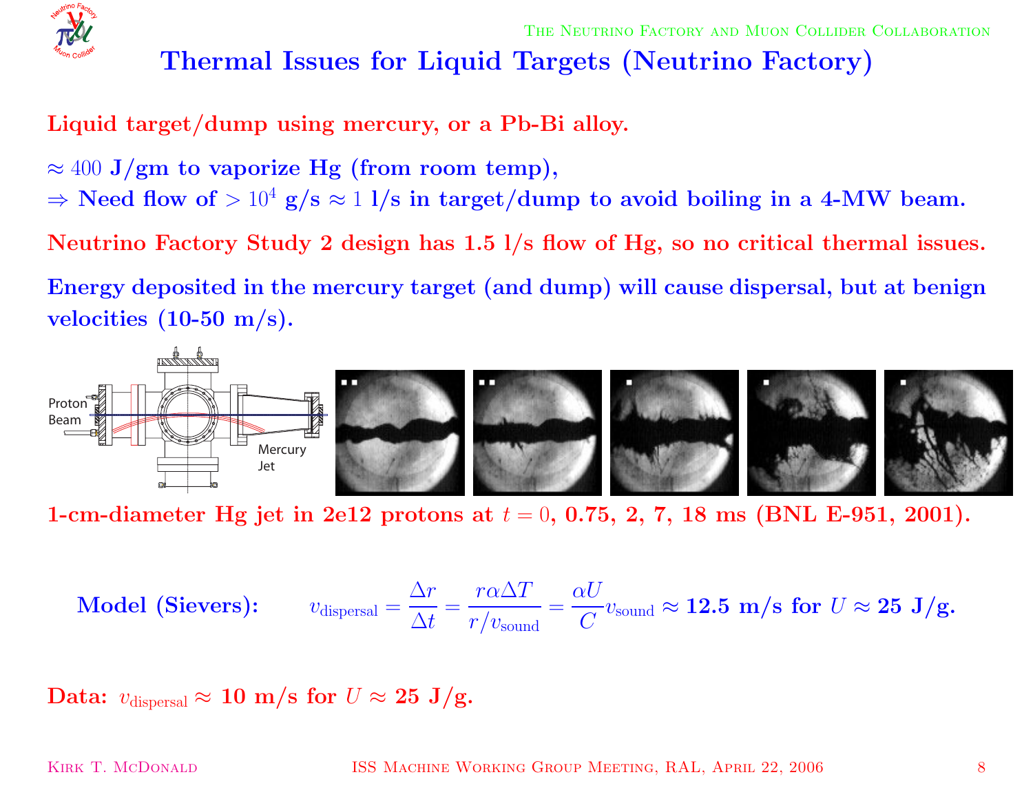# Thermal Issues for Liquid Targets (Neutrino Factory)

**Liquid target/dump using mercury, or a Pb-Bi alloy.**

**$\approx 400$ J/gm to vaporize Hg (from room temp),**
**$\Rightarrow$ Need flow of $> 10^4$ g/s $\approx 1$ l/s in target/dump to avoid boiling in a 4-MW beam.**

**Neutrino Factory Study 2 design has 1.5 l/s flow of Hg, so no critical thermal issues.**

**Energy deposited in the mercury target (and dump) will cause dispersal, but at benign velocities (10-50 m/s).**

**1-cm-diameter Hg jet in 2e12 protons at $t = 0$, 0.75, 2, 7, 18 ms (BNL E-951, 2001).**

**Model (Sievers):** $$v_{\rm dispersal} = \frac{\Delta r}{\Delta t} = \frac{r \alpha \Delta T}{r / v_{\rm sound}} = \frac{\alpha U}{C} v_{\rm sound} \approx \textbf{12.5 m/s for } U \approx \textbf{25 J/g.}$$

**Data:** $v_{\rm dispersal} \approx$ **10 m/s for $U \approx$ 25 J/g.**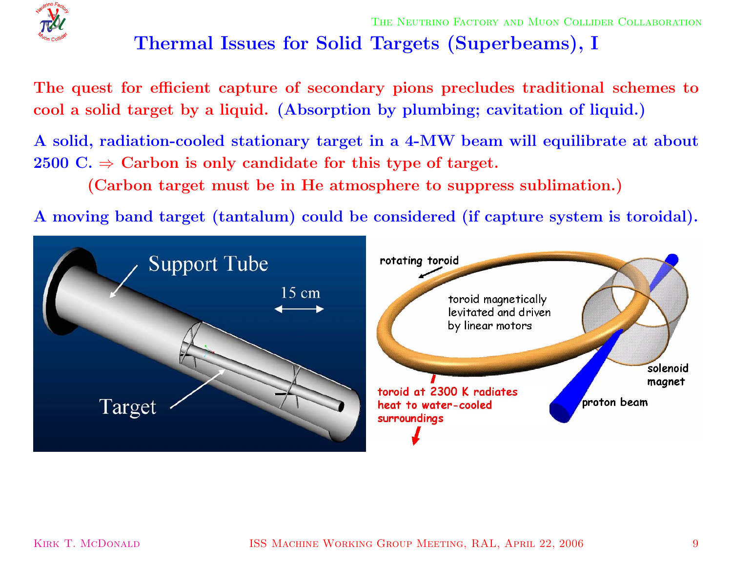# Thermal Issues for Solid Targets (Superbeams), I

The quest for efficient capture of secondary pions precludes traditional schemes to cool a solid target by a liquid. (Absorption by plumbing; cavitation of liquid.)

A solid, radiation-cooled stationary target in a 4-MW beam will equilibrate at about 2500 C. ⇒ Carbon is only candidate for this type of target.

(Carbon target must be in He atmosphere to suppress sublimation.)

A moving band target (tantalum) could be considered (if capture system is toroidal).

Support Tube

15 cm

Target

rotating toroid

toroid magnetically levitated and driven by linear motors

solenoid magnet

toroid at 2300 K radiates heat to water-cooled surroundings

proton beam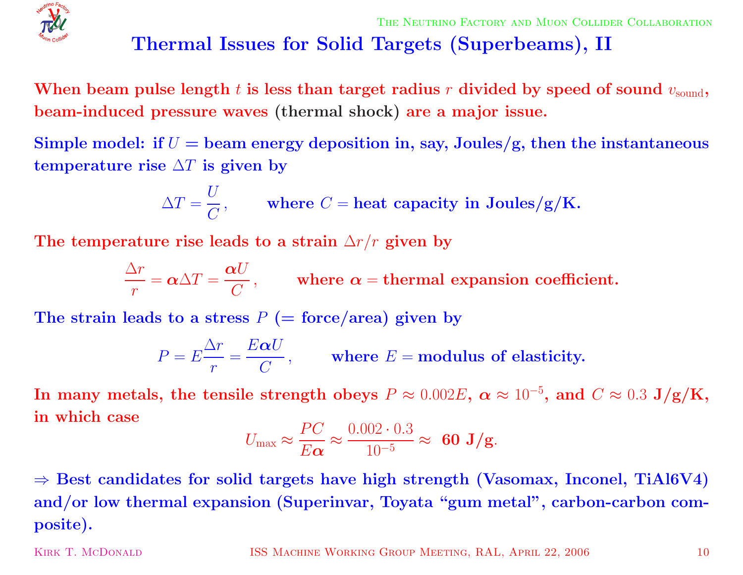# Thermal Issues for Solid Targets (Superbeams), II

**When beam pulse length $t$ is less than target radius $r$ divided by speed of sound $v_{\rm sound}$, beam-induced pressure waves (thermal shock) are a major issue.**

**Simple model: if $U$ = beam energy deposition in, say, Joules/g, then the instantaneous temperature rise $\Delta T$ is given by**

$$\Delta T = \frac{U}{C}, \qquad \text{where } C = \text{heat capacity in Joules/g/K.}$$

**The temperature rise leads to a strain $\Delta r / r$ given by**

$$\frac{\Delta r}{r} = \boldsymbol{\alpha} \Delta T = \frac{\boldsymbol{\alpha} U}{C}, \qquad \text{where } \boldsymbol{\alpha} = \text{thermal expansion coefficient.}$$

**The strain leads to a stress $P$ (= force/area) given by**

$$P = E \frac{\Delta r}{r} = \frac{E \boldsymbol{\alpha} U}{C}, \qquad \text{where } E = \text{modulus of elasticity.}$$

**In many metals, the tensile strength obeys $P \approx 0.002E$, $\boldsymbol{\alpha} \approx 10^{-5}$, and $C \approx 0.3$ J/g/K, in which case**

$$U_{\rm max} \approx \frac{PC}{E\boldsymbol{\alpha}} \approx \frac{0.002 \cdot 0.3}{10^{-5}} \approx \textbf{ 60 J/g}.$$

**⇒ Best candidates for solid targets have high strength (Vasomax, Inconel, TiAl6V4) and/or low thermal expansion (Superinvar, Toyata "gum metal", carbon-carbon composite).**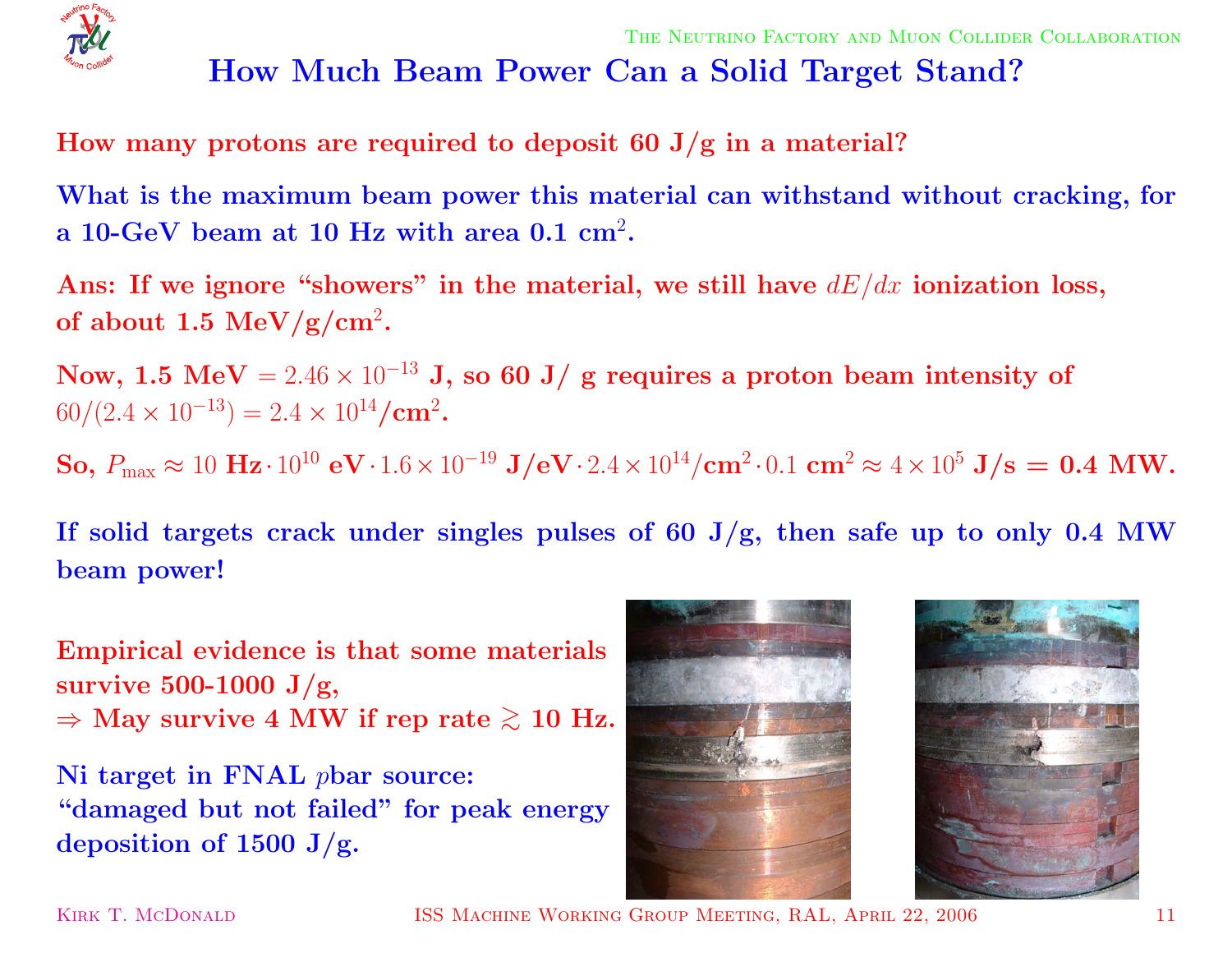# How Much Beam Power Can a Solid Target Stand?

**How many protons are required to deposit 60 J/g in a material?**

**What is the maximum beam power this material can withstand without cracking, for a 10-GeV beam at 10 Hz with area 0.1 cm$^2$.**

**Ans: If we ignore "showers" in the material, we still have $dE/dx$ ionization loss, of about 1.5 MeV/g/cm$^2$.**

**Now, 1.5 MeV $= 2.46 \times 10^{-13}$ J, so 60 J/ g requires a proton beam intensity of $60/(2.4 \times 10^{-13}) = 2.4 \times 10^{14}$/cm$^2$.**

**So, $P_{\max} \approx 10$ Hz $\cdot 10^{10}$ eV $\cdot 1.6 \times 10^{-19}$ J/eV $\cdot 2.4 \times 10^{14}$/cm$^2 \cdot 0.1$ cm$^2 \approx 4 \times 10^5$ J/s = 0.4 MW.**

**If solid targets crack under singles pulses of 60 J/g, then safe up to only 0.4 MW beam power!**

**Empirical evidence is that some materials survive 500-1000 J/g,**
**$\Rightarrow$ May survive 4 MW if rep rate $\gtrsim$ 10 Hz.**

**Ni target in FNAL $p$bar source:**
**"damaged but not failed" for peak energy deposition of 1500 J/g.**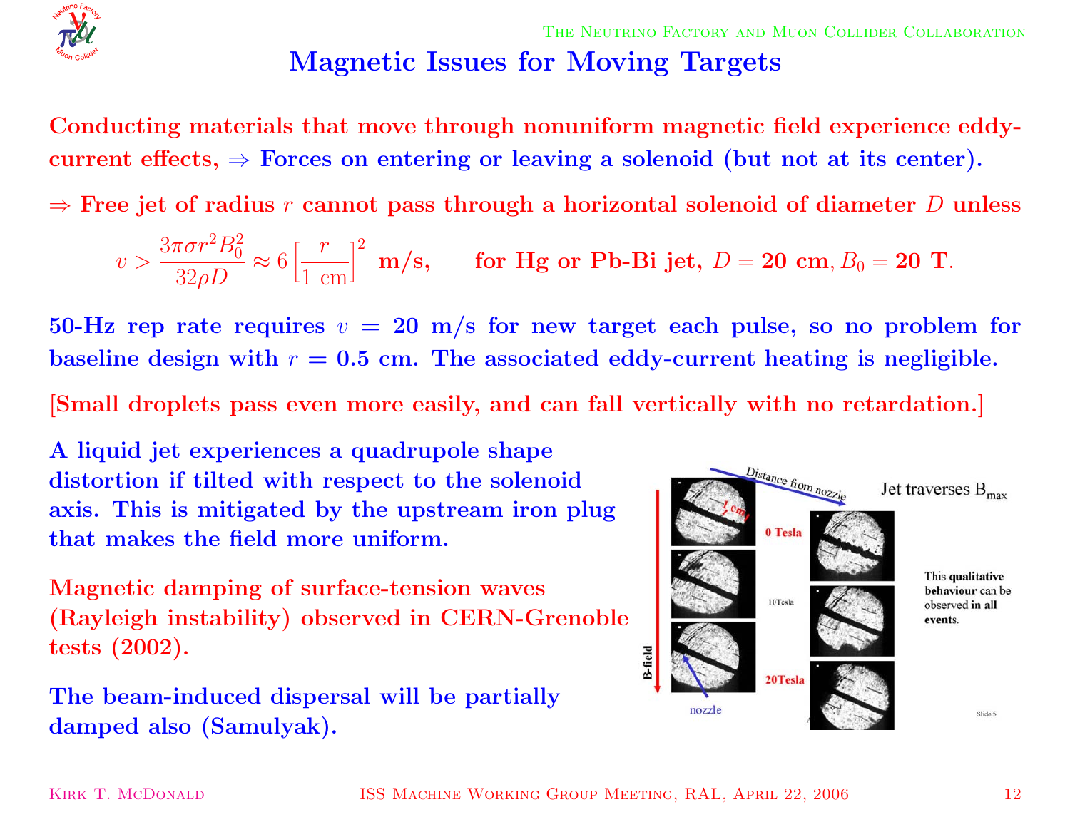# Magnetic Issues for Moving Targets

Conducting materials that move through nonuniform magnetic field experience eddy-current effects, $\Rightarrow$ Forces on entering or leaving a solenoid (but not at its center).

$\Rightarrow$ Free jet of radius $r$ cannot pass through a horizontal solenoid of diameter $D$ unless

$$v > \frac{3\pi\sigma r^2 B_0^2}{32\rho D} \approx 6\left[\frac{r}{1\ \text{cm}}\right]^2\ \text{m/s}, \qquad \text{for Hg or Pb-Bi jet, } D = 20\ \text{cm}, B_0 = 20\ \text{T}.$$

50-Hz rep rate requires $v = 20$ m/s for new target each pulse, so no problem for baseline design with $r = 0.5$ cm. The associated eddy-current heating is negligible.

[Small droplets pass even more easily, and can fall vertically with no retardation.]

A liquid jet experiences a quadrupole shape distortion if tilted with respect to the solenoid axis. This is mitigated by the upstream iron plug that makes the field more uniform.

Magnetic damping of surface-tension waves (Rayleigh instability) observed in CERN-Grenoble tests (2002).

The beam-induced dispersal will be partially damped also (Samulyak).

Distance from nozzle — Jet traverses $B_{max}$

1 cm — 0 Tesla — 10Tesla — 20Tesla — B-field — nozzle

This qualitative behaviour can be observed in all events.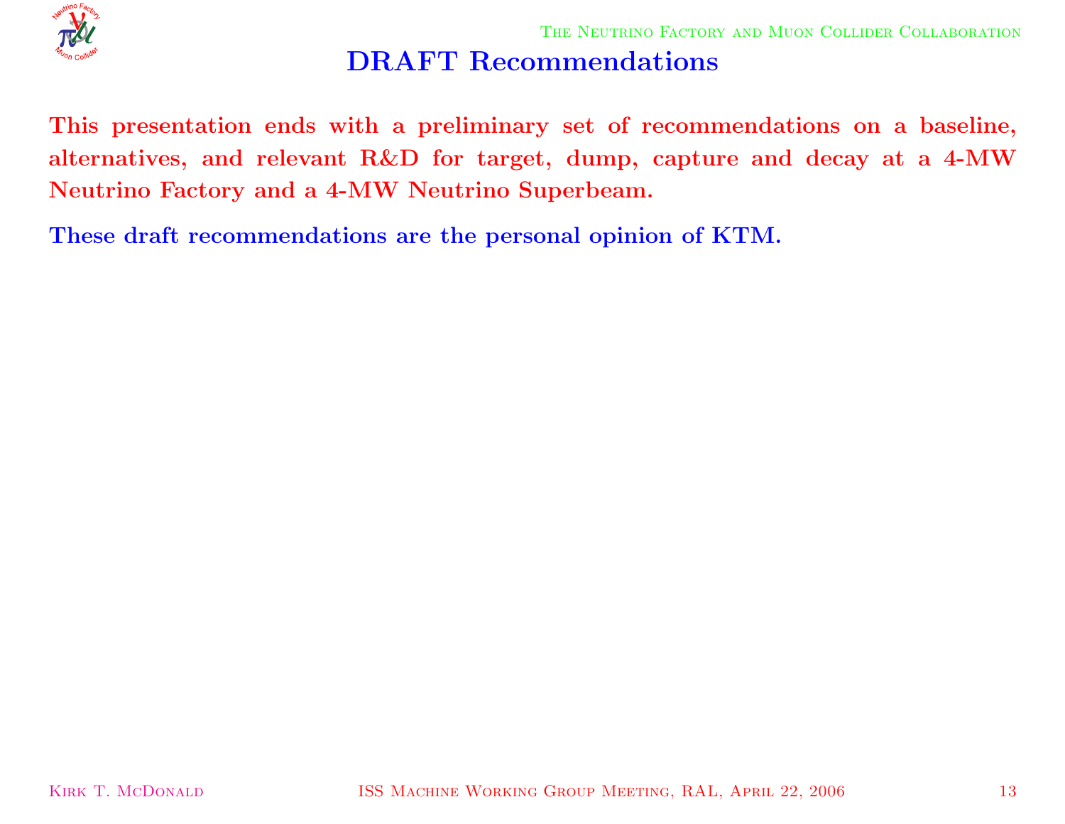# DRAFT Recommendations

**This presentation ends with a preliminary set of recommendations on a baseline, alternatives, and relevant R&D for target, dump, capture and decay at a 4-MW Neutrino Factory and a 4-MW Neutrino Superbeam.**

**These draft recommendations are the personal opinion of KTM.**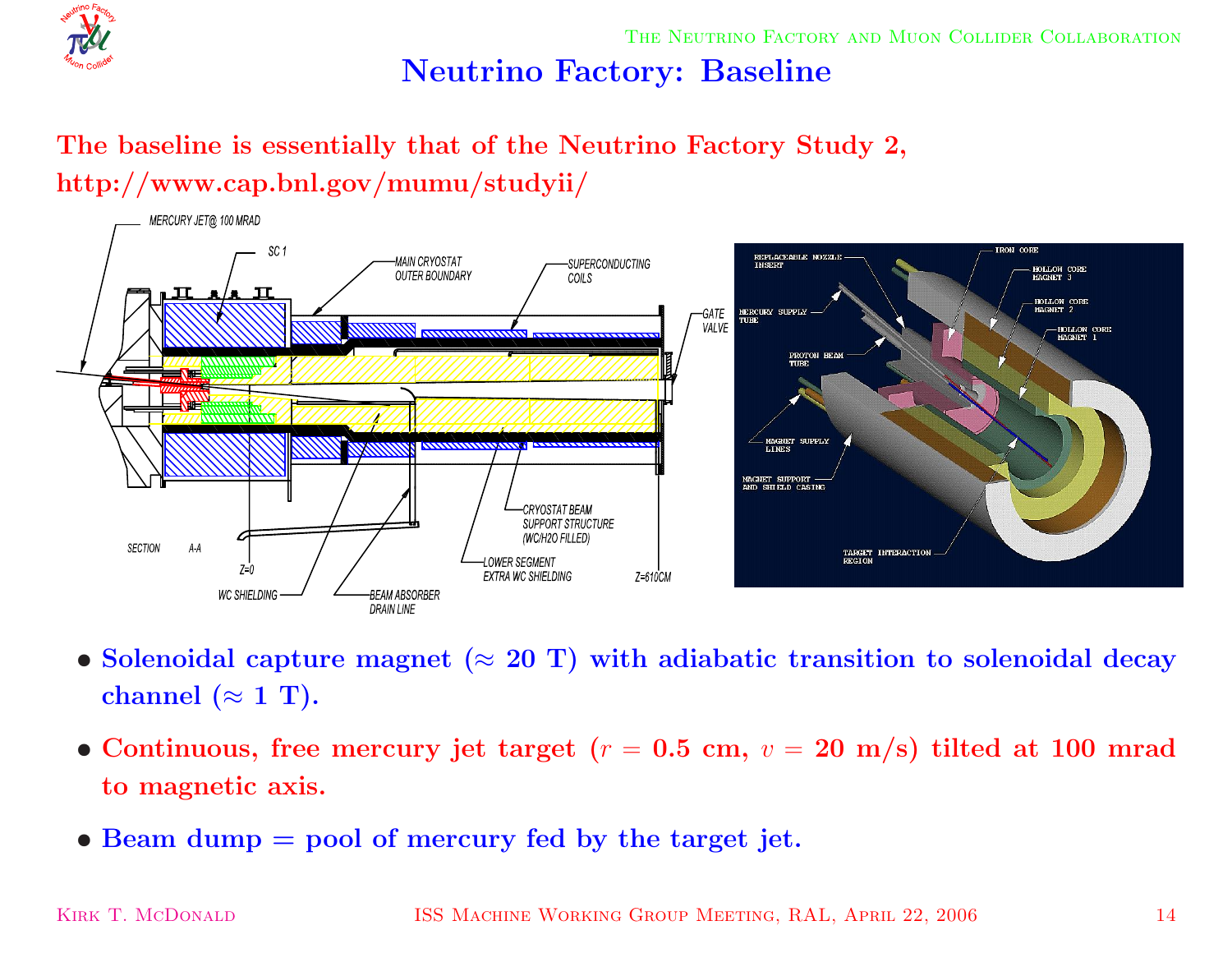# Neutrino Factory: Baseline

**The baseline is essentially that of the Neutrino Factory Study 2, http://www.cap.bnl.gov/mumu/studyii/**

- **Solenoidal capture magnet ($\approx$ 20 T) with adiabatic transition to solenoidal decay channel ($\approx$ 1 T).**
- **Continuous, free mercury jet target ($r$ = 0.5 cm, $v$ = 20 m/s) tilted at 100 mrad to magnetic axis.**
- **Beam dump = pool of mercury fed by the target jet.**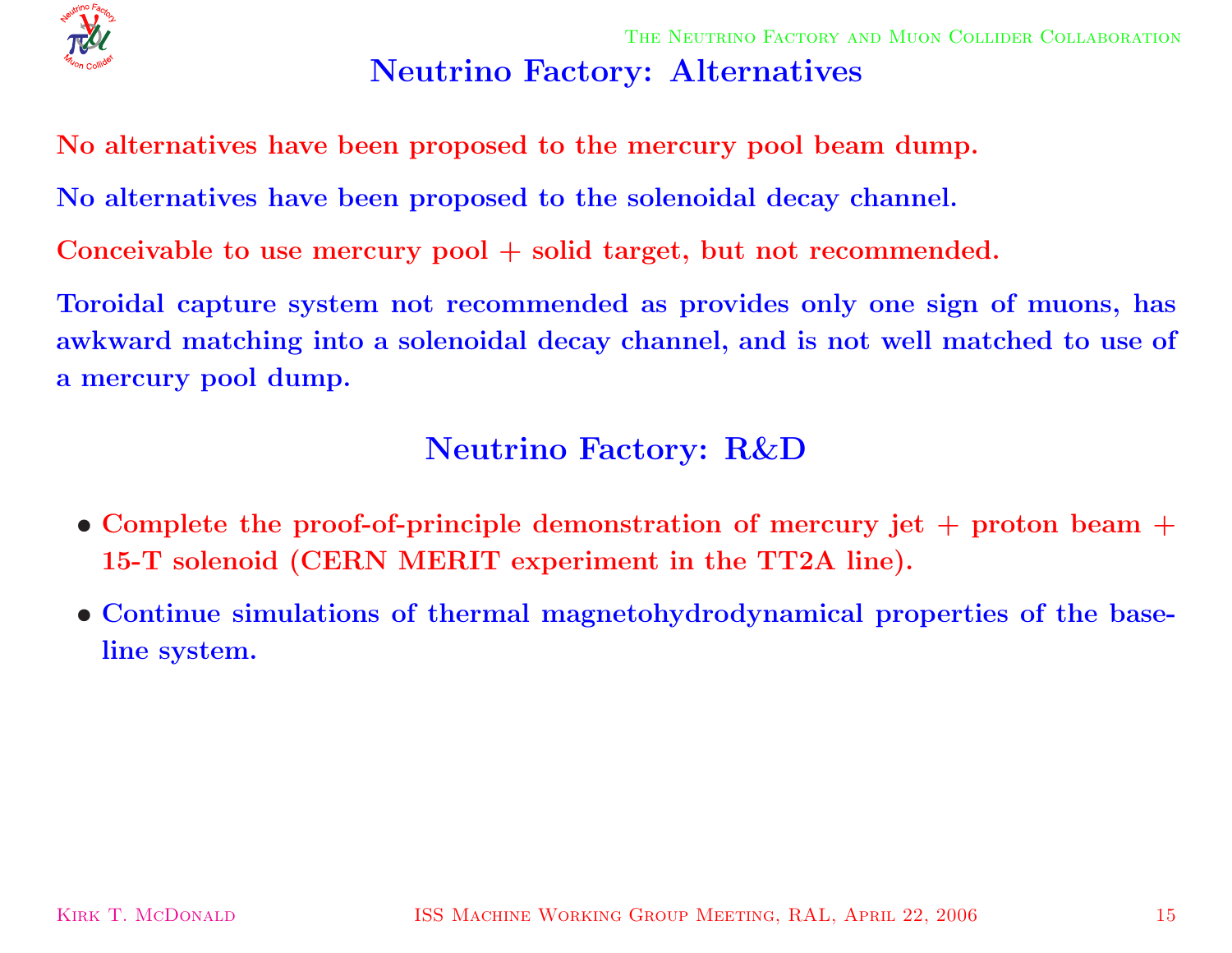# Neutrino Factory: Alternatives

No alternatives have been proposed to the mercury pool beam dump.

No alternatives have been proposed to the solenoidal decay channel.

Conceivable to use mercury pool + solid target, but not recommended.

Toroidal capture system not recommended as provides only one sign of muons, has awkward matching into a solenoidal decay channel, and is not well matched to use of a mercury pool dump.

# Neutrino Factory: R&D

- Complete the proof-of-principle demonstration of mercury jet + proton beam + 15-T solenoid (CERN MERIT experiment in the TT2A line).
- Continue simulations of thermal magnetohydrodynamical properties of the baseline system.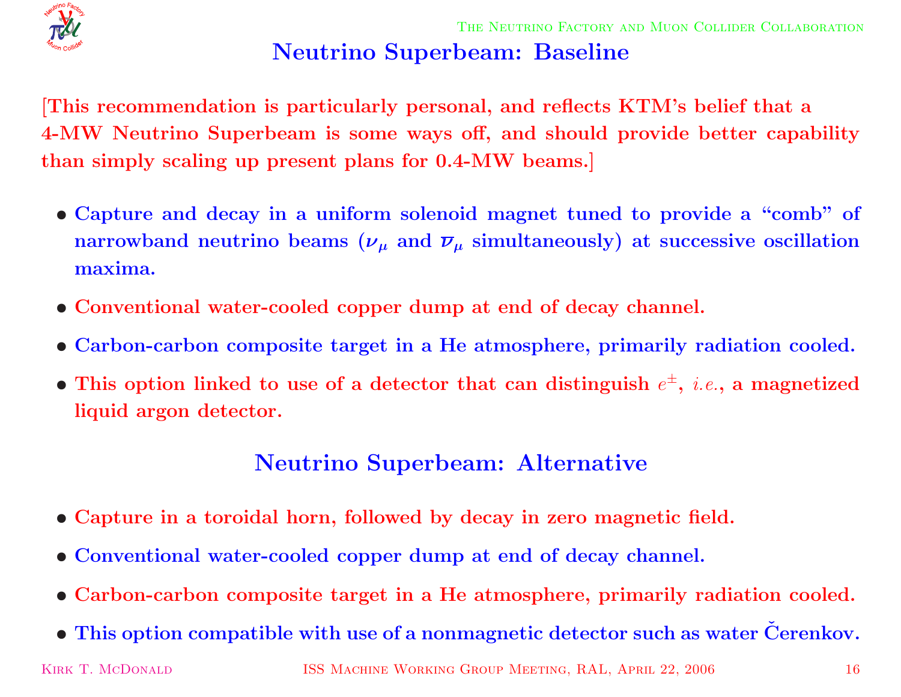## Neutrino Superbeam: Baseline

[This recommendation is particularly personal, and reflects KTM's belief that a 4-MW Neutrino Superbeam is some ways off, and should provide better capability than simply scaling up present plans for 0.4-MW beams.]

- Capture and decay in a uniform solenoid magnet tuned to provide a "comb" of narrowband neutrino beams ($\nu_\mu$ and $\bar{\nu}_\mu$ simultaneously) at successive oscillation maxima.
- Conventional water-cooled copper dump at end of decay channel.
- Carbon-carbon composite target in a He atmosphere, primarily radiation cooled.
- This option linked to use of a detector that can distinguish $e^\pm$, *i.e.*, a magnetized liquid argon detector.

## Neutrino Superbeam: Alternative

- Capture in a toroidal horn, followed by decay in zero magnetic field.
- Conventional water-cooled copper dump at end of decay channel.
- Carbon-carbon composite target in a He atmosphere, primarily radiation cooled.
- This option compatible with use of a nonmagnetic detector such as water Čerenkov.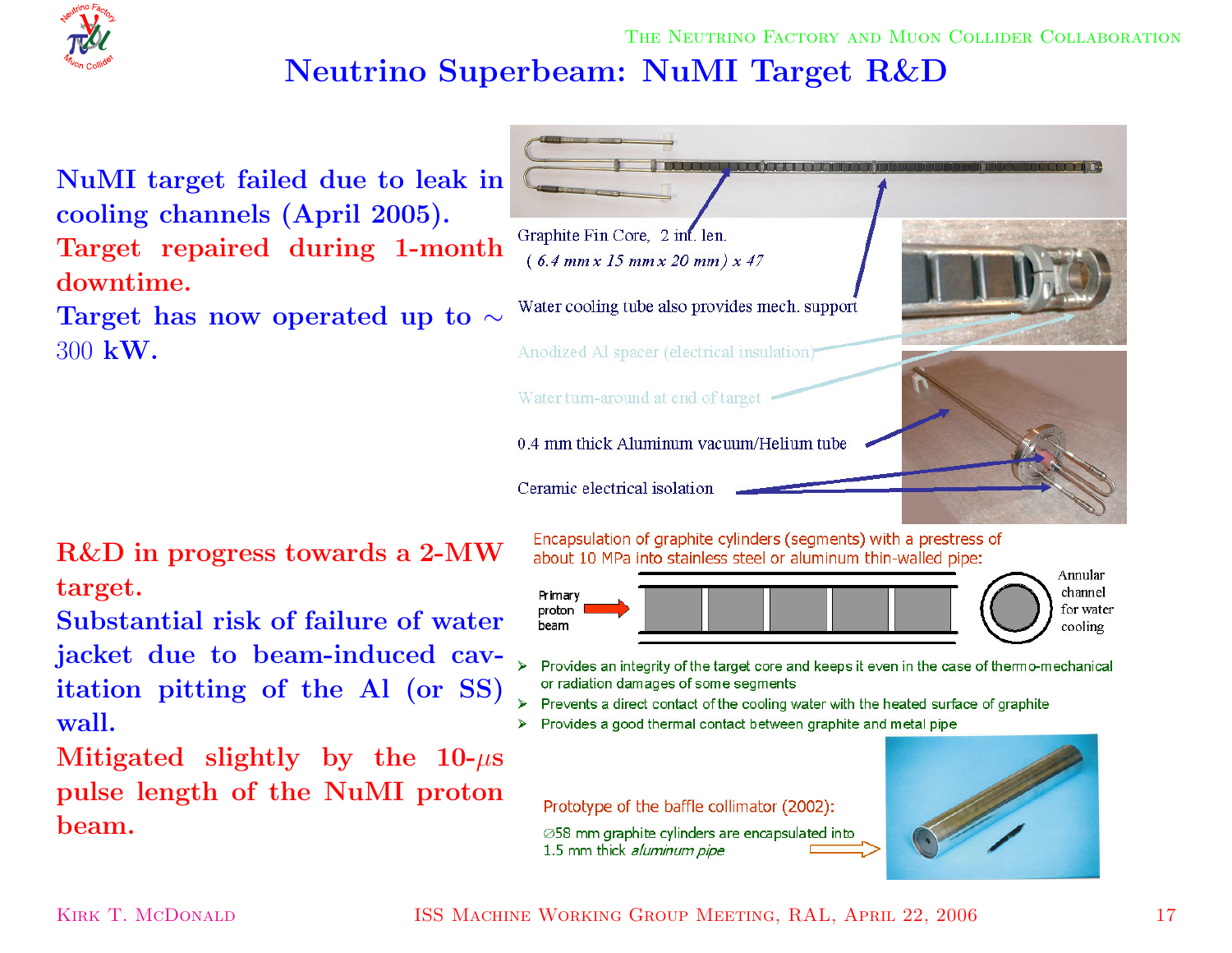# Neutrino Superbeam: NuMI Target R&D

**NuMI target failed due to leak in cooling channels (April 2005).**

**Target repaired during 1-month downtime.**

**Target has now operated up to ~ 300 kW.**

Graphite Fin Core, 2 int. len.
( *6.4 mm x 15 mm x 20 mm* ) x 47

Water cooling tube also provides mech. support

Anodized Al spacer (electrical insulation)

Water turn-around at end of target

0.4 mm thick Aluminum vacuum/Helium tube

Ceramic electrical isolation

**R&D in progress towards a 2-MW target.**

**Substantial risk of failure of water jacket due to beam-induced cavitation pitting of the Al (or SS) wall.**

**Mitigated slightly by the 10-$\mu$s pulse length of the NuMI proton beam.**

Encapsulation of graphite cylinders (segments) with a prestress of about 10 MPa into stainless steel or aluminum thin-walled pipe:

Primary proton beam

Annular channel for water cooling

- Provides an integrity of the target core and keeps it even in the case of thermo-mechanical or radiation damages of some segments
- Prevents a direct contact of the cooling water with the heated surface of graphite
- Provides a good thermal contact between graphite and metal pipe

Prototype of the baffle collimator (2002):

⌀58 mm graphite cylinders are encapsulated into 1.5 mm thick *aluminum pipe*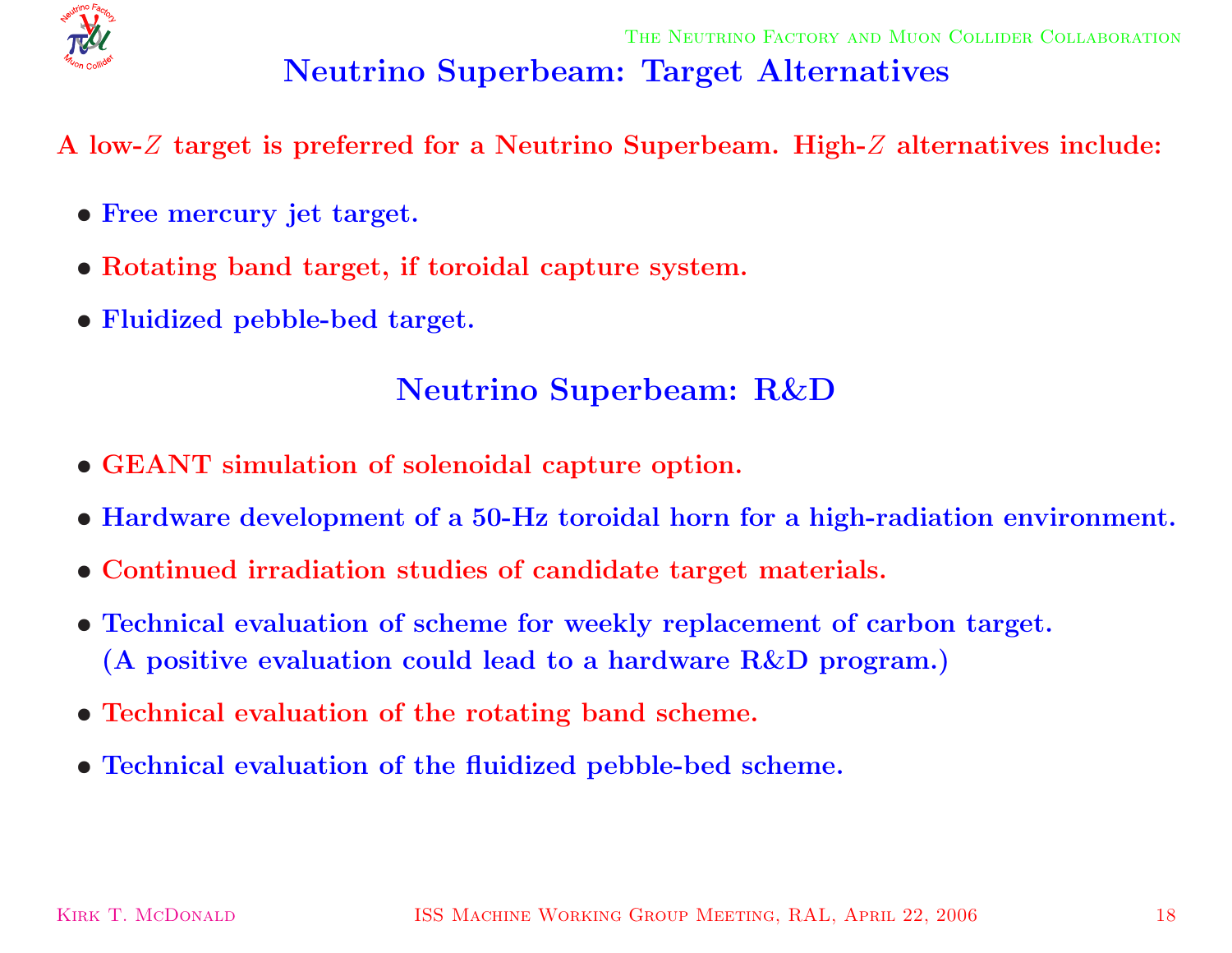# Neutrino Superbeam: Target Alternatives

**A low-$Z$ target is preferred for a Neutrino Superbeam. High-$Z$ alternatives include:**

- **Free mercury jet target.**
- **Rotating band target, if toroidal capture system.**
- **Fluidized pebble-bed target.**

# Neutrino Superbeam: R&D

- **GEANT simulation of solenoidal capture option.**
- **Hardware development of a 50-Hz toroidal horn for a high-radiation environment.**
- **Continued irradiation studies of candidate target materials.**
- **Technical evaluation of scheme for weekly replacement of carbon target. (A positive evaluation could lead to a hardware R&D program.)**
- **Technical evaluation of the rotating band scheme.**
- **Technical evaluation of the fluidized pebble-bed scheme.**